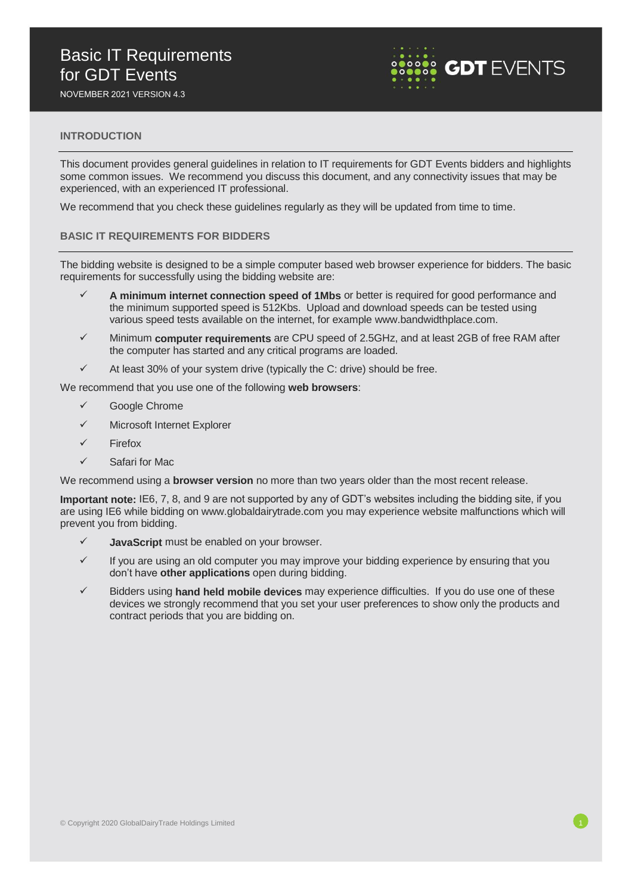# Basic IT Requirements for GDT Events

NOVEMBER 2021 VERSION 4.3

## INTRODUCTION

This document provides general guidelines in relation to IT requirements for GDT Events bidders and highlights some common issues. We recommend you discuss this document, and any connectivity issues that may be experienced, with an experienced IT professional.

We recommend that you check these guidelines regularly as they will be updated from time to time.

## BASIC IT REQUIREMENTS FOR BIDDERS

The bidding website is designed to be a simple computer based web browser experience for bidders. The basic requirements for successfully using the bidding website are:

- ✓ **A minimum internet connection speed of 1Mbs** or better is required for good performance and the minimum supported speed is 512Kbs. Upload and download speeds can be tested using various speed tests available on the internet, for example www.bandwidthplace.com.
- ✓ Minimum **computer requirements** are CPU speed of 2.5GHz, and at least 2GB of free RAM after the computer has started and any critical programs are loaded.
- ✓ At least 30% of your system drive (typically the C: drive) should be free.

We recommend that you use one of the following **web browsers**:

- ✓ Google Chrome
- ✓ Microsoft Internet Explorer
- ✓ Firefox
- ✓ Safari for Mac

We recommend using a **browser version** no more than two years older than the most recent release.

**Important note:** IE6, 7, 8, and 9 are not supported by any of GDT's websites including the bidding site, if you are using IE6 while bidding on www.globaldairytrade.com you may experience website malfunctions which will prevent you from bidding.

- ✓ **JavaScript** must be enabled on your browser.
- ✓ If you are using an old computer you may improve your bidding experience by ensuring that you don't have **other applications** open during bidding.
- ✓ Bidders using **hand held mobile devices** may experience difficulties. If you do use one of these devices we strongly recommend that you set your user preferences to show only the products and contract periods that you are bidding on.

© Copyright 2020 GlobalDairyTrade Holdings Limited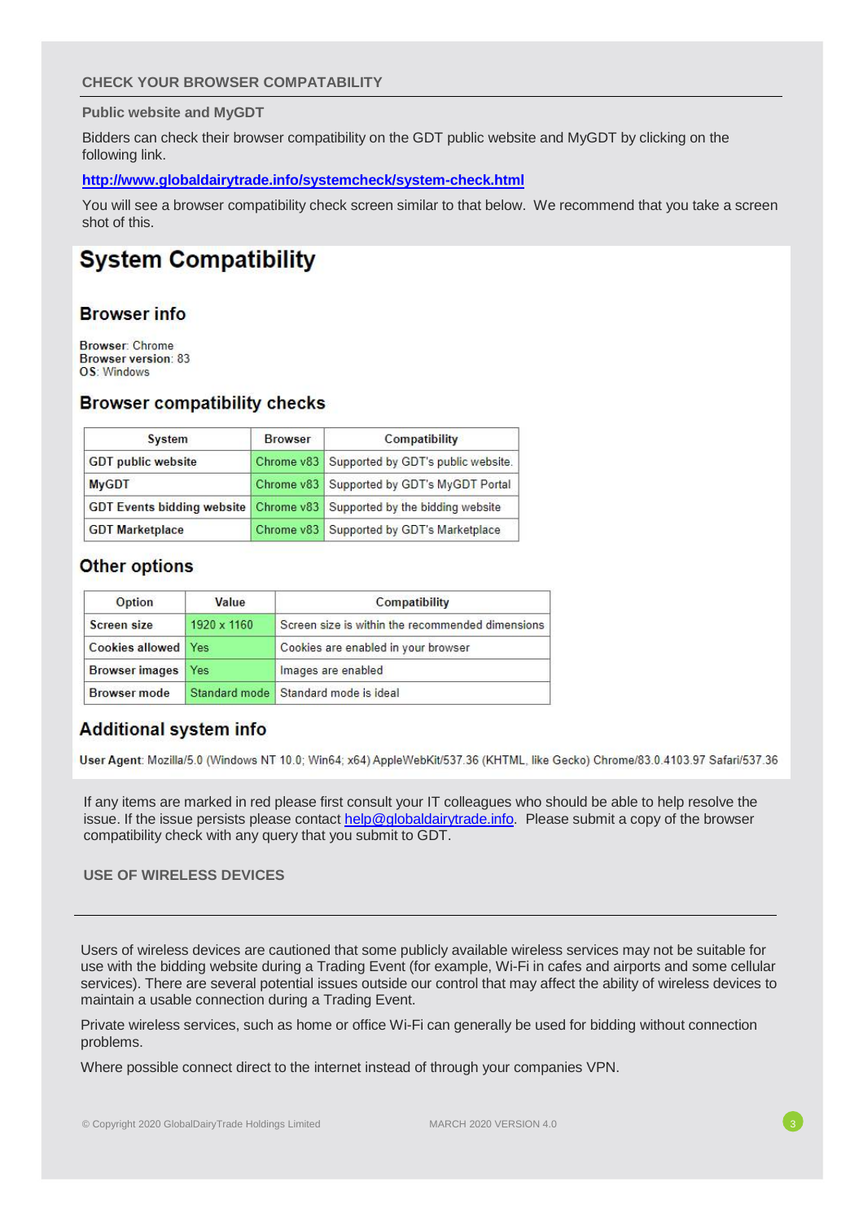## CHECK YOUR BROWSER COMPATABILITY

### Public website and MyGDT

Bidders can check their browser compatibility on the GDT public website and MyGDT by clicking on the following link.

**http://www.globaldairytrade.info/systemcheck/system-check.html**

You will see a browser compatibility check screen similar to that below. We recommend that you take a screen shot of this.

# System Compatibility

## Browser info

**Browser**: Chrome
**Browser version**: 83
**OS**: Windows

## Browser compatibility checks

| System | Browser | Compatibility |
|---|---|---|
| GDT public website | Chrome v83 | Supported by GDT's public website. |
| MyGDT | Chrome v83 | Supported by GDT's MyGDT Portal |
| GDT Events bidding website | Chrome v83 | Supported by the bidding website |
| GDT Marketplace | Chrome v83 | Supported by GDT's Marketplace |

## Other options

| Option | Value | Compatibility |
|---|---|---|
| Screen size | 1920 x 1160 | Screen size is within the recommended dimensions |
| Cookies allowed | Yes | Cookies are enabled in your browser |
| Browser images | Yes | Images are enabled |
| Browser mode | Standard mode | Standard mode is ideal |

## Additional system info

**User Agent**: Mozilla/5.0 (Windows NT 10.0; Win64; x64) AppleWebKit/537.36 (KHTML, like Gecko) Chrome/83.0.4103.97 Safari/537.36

If any items are marked in red please first consult your IT colleagues who should be able to help resolve the issue. If the issue persists please contact help@globaldairytrade.info. Please submit a copy of the browser compatibility check with any query that you submit to GDT.

## USE OF WIRELESS DEVICES

Users of wireless devices are cautioned that some publicly available wireless services may not be suitable for use with the bidding website during a Trading Event (for example, Wi-Fi in cafes and airports and some cellular services). There are several potential issues outside our control that may affect the ability of wireless devices to maintain a usable connection during a Trading Event.

Private wireless services, such as home or office Wi-Fi can generally be used for bidding without connection problems.

Where possible connect direct to the internet instead of through your companies VPN.